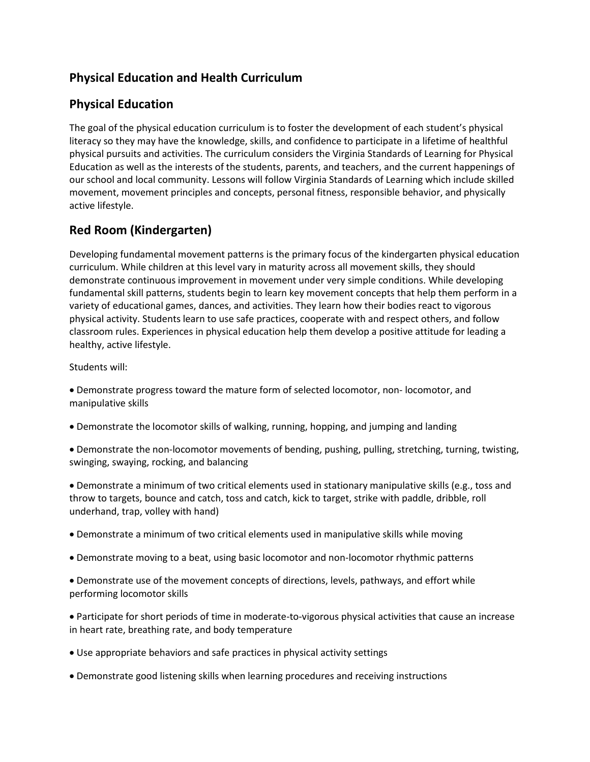## Physical Education and Health Curriculum

## Physical Education

The goal of the physical education curriculum is to foster the development of each student's physical literacy so they may have the knowledge, skills, and confidence to participate in a lifetime of healthful physical pursuits and activities. The curriculum considers the Virginia Standards of Learning for Physical Education as well as the interests of the students, parents, and teachers, and the current happenings of our school and local community. Lessons will follow Virginia Standards of Learning which include skilled movement, movement principles and concepts, personal fitness, responsible behavior, and physically active lifestyle.

## Red Room (Kindergarten)

Developing fundamental movement patterns is the primary focus of the kindergarten physical education curriculum. While children at this level vary in maturity across all movement skills, they should demonstrate continuous improvement in movement under very simple conditions. While developing fundamental skill patterns, students begin to learn key movement concepts that help them perform in a variety of educational games, dances, and activities. They learn how their bodies react to vigorous physical activity. Students learn to use safe practices, cooperate with and respect others, and follow classroom rules. Experiences in physical education help them develop a positive attitude for leading a healthy, active lifestyle.

Students will:

- Demonstrate progress toward the mature form of selected locomotor, non- locomotor, and manipulative skills
- Demonstrate the locomotor skills of walking, running, hopping, and jumping and landing
- Demonstrate the non-locomotor movements of bending, pushing, pulling, stretching, turning, twisting, swinging, swaying, rocking, and balancing
- Demonstrate a minimum of two critical elements used in stationary manipulative skills (e.g., toss and throw to targets, bounce and catch, toss and catch, kick to target, strike with paddle, dribble, roll underhand, trap, volley with hand)
- Demonstrate a minimum of two critical elements used in manipulative skills while moving
- Demonstrate moving to a beat, using basic locomotor and non-locomotor rhythmic patterns
- Demonstrate use of the movement concepts of directions, levels, pathways, and effort while performing locomotor skills
- Participate for short periods of time in moderate-to-vigorous physical activities that cause an increase in heart rate, breathing rate, and body temperature
- Use appropriate behaviors and safe practices in physical activity settings
- Demonstrate good listening skills when learning procedures and receiving instructions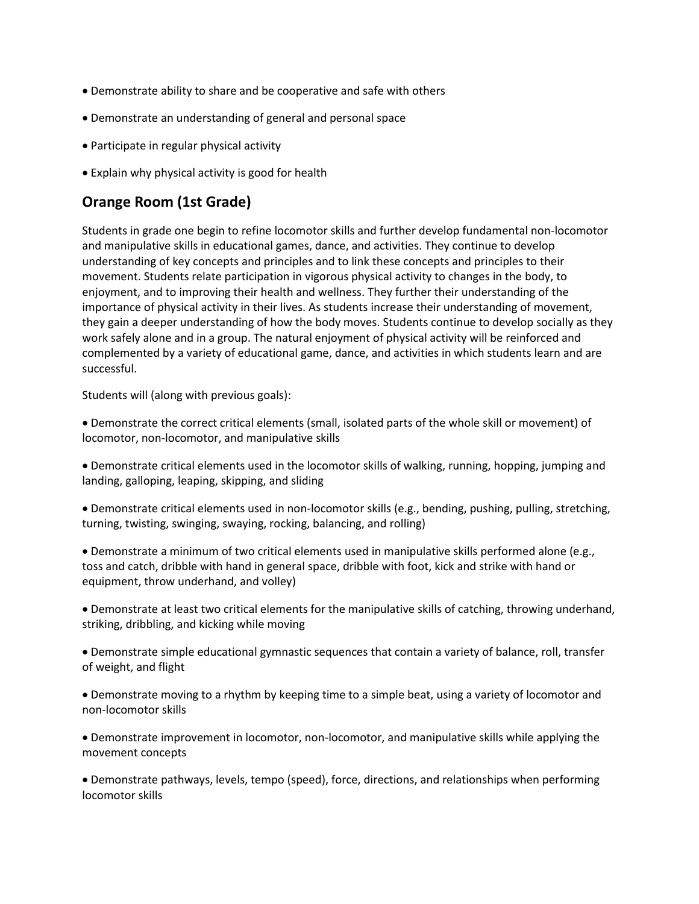- Demonstrate ability to share and be cooperative and safe with others
- Demonstrate an understanding of general and personal space
- Participate in regular physical activity
- Explain why physical activity is good for health

## Orange Room (1st Grade)

Students in grade one begin to refine locomotor skills and further develop fundamental non-locomotor and manipulative skills in educational games, dance, and activities. They continue to develop understanding of key concepts and principles and to link these concepts and principles to their movement. Students relate participation in vigorous physical activity to changes in the body, to enjoyment, and to improving their health and wellness. They further their understanding of the importance of physical activity in their lives. As students increase their understanding of movement, they gain a deeper understanding of how the body moves. Students continue to develop socially as they work safely alone and in a group. The natural enjoyment of physical activity will be reinforced and complemented by a variety of educational game, dance, and activities in which students learn and are successful.

Students will (along with previous goals):

- Demonstrate the correct critical elements (small, isolated parts of the whole skill or movement) of locomotor, non-locomotor, and manipulative skills
- Demonstrate critical elements used in the locomotor skills of walking, running, hopping, jumping and landing, galloping, leaping, skipping, and sliding
- Demonstrate critical elements used in non-locomotor skills (e.g., bending, pushing, pulling, stretching, turning, twisting, swinging, swaying, rocking, balancing, and rolling)
- Demonstrate a minimum of two critical elements used in manipulative skills performed alone (e.g., toss and catch, dribble with hand in general space, dribble with foot, kick and strike with hand or equipment, throw underhand, and volley)
- Demonstrate at least two critical elements for the manipulative skills of catching, throwing underhand, striking, dribbling, and kicking while moving
- Demonstrate simple educational gymnastic sequences that contain a variety of balance, roll, transfer of weight, and flight
- Demonstrate moving to a rhythm by keeping time to a simple beat, using a variety of locomotor and non-locomotor skills
- Demonstrate improvement in locomotor, non-locomotor, and manipulative skills while applying the movement concepts
- Demonstrate pathways, levels, tempo (speed), force, directions, and relationships when performing locomotor skills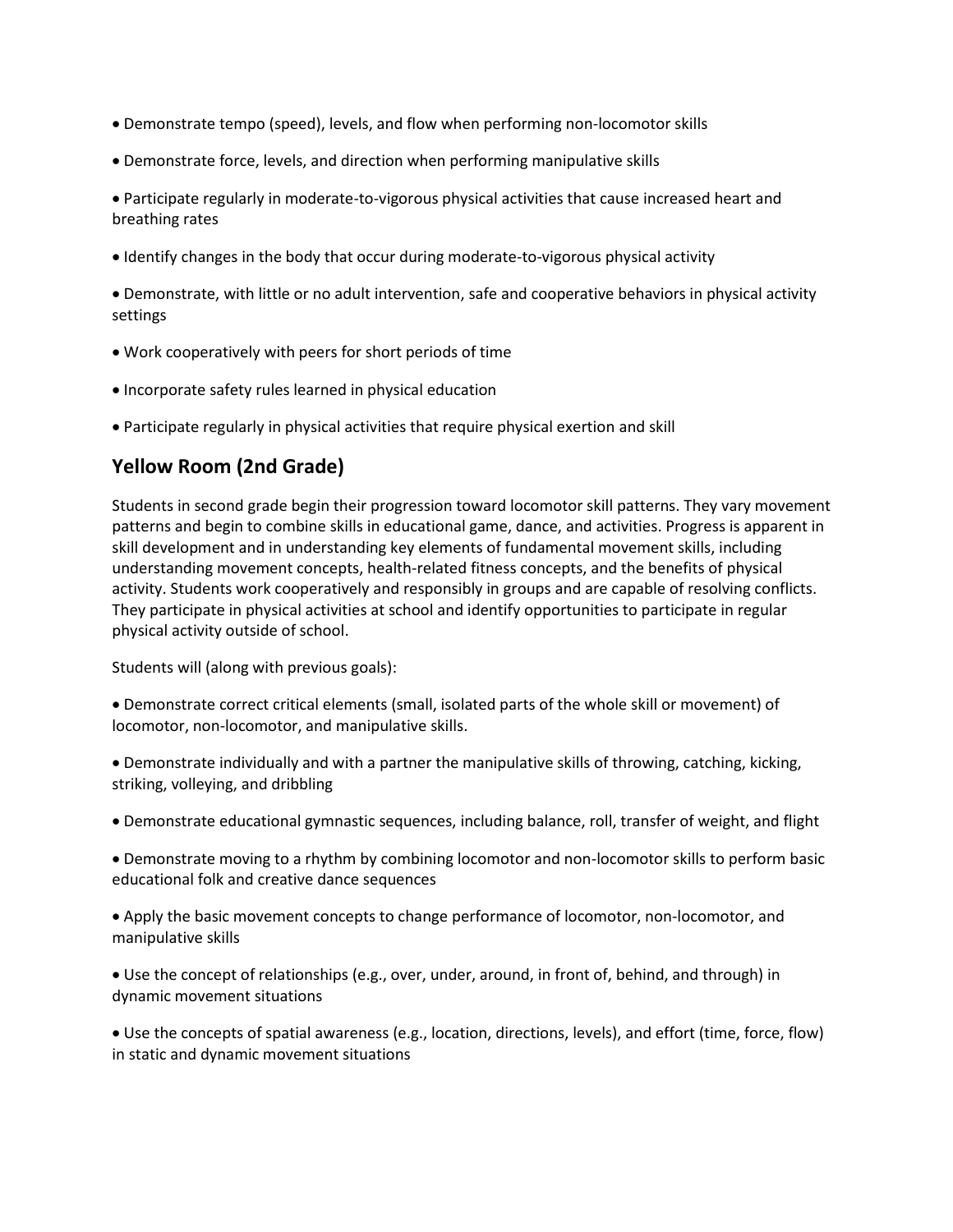- Demonstrate tempo (speed), levels, and flow when performing non-locomotor skills
- Demonstrate force, levels, and direction when performing manipulative skills
- Participate regularly in moderate-to-vigorous physical activities that cause increased heart and breathing rates
- Identify changes in the body that occur during moderate-to-vigorous physical activity
- Demonstrate, with little or no adult intervention, safe and cooperative behaviors in physical activity settings
- Work cooperatively with peers for short periods of time
- Incorporate safety rules learned in physical education
- Participate regularly in physical activities that require physical exertion and skill

## Yellow Room (2nd Grade)

Students in second grade begin their progression toward locomotor skill patterns. They vary movement patterns and begin to combine skills in educational game, dance, and activities. Progress is apparent in skill development and in understanding key elements of fundamental movement skills, including understanding movement concepts, health-related fitness concepts, and the benefits of physical activity. Students work cooperatively and responsibly in groups and are capable of resolving conflicts. They participate in physical activities at school and identify opportunities to participate in regular physical activity outside of school.

Students will (along with previous goals):

- Demonstrate correct critical elements (small, isolated parts of the whole skill or movement) of locomotor, non-locomotor, and manipulative skills.
- Demonstrate individually and with a partner the manipulative skills of throwing, catching, kicking, striking, volleying, and dribbling
- Demonstrate educational gymnastic sequences, including balance, roll, transfer of weight, and flight
- Demonstrate moving to a rhythm by combining locomotor and non-locomotor skills to perform basic educational folk and creative dance sequences
- Apply the basic movement concepts to change performance of locomotor, non-locomotor, and manipulative skills
- Use the concept of relationships (e.g., over, under, around, in front of, behind, and through) in dynamic movement situations
- Use the concepts of spatial awareness (e.g., location, directions, levels), and effort (time, force, flow) in static and dynamic movement situations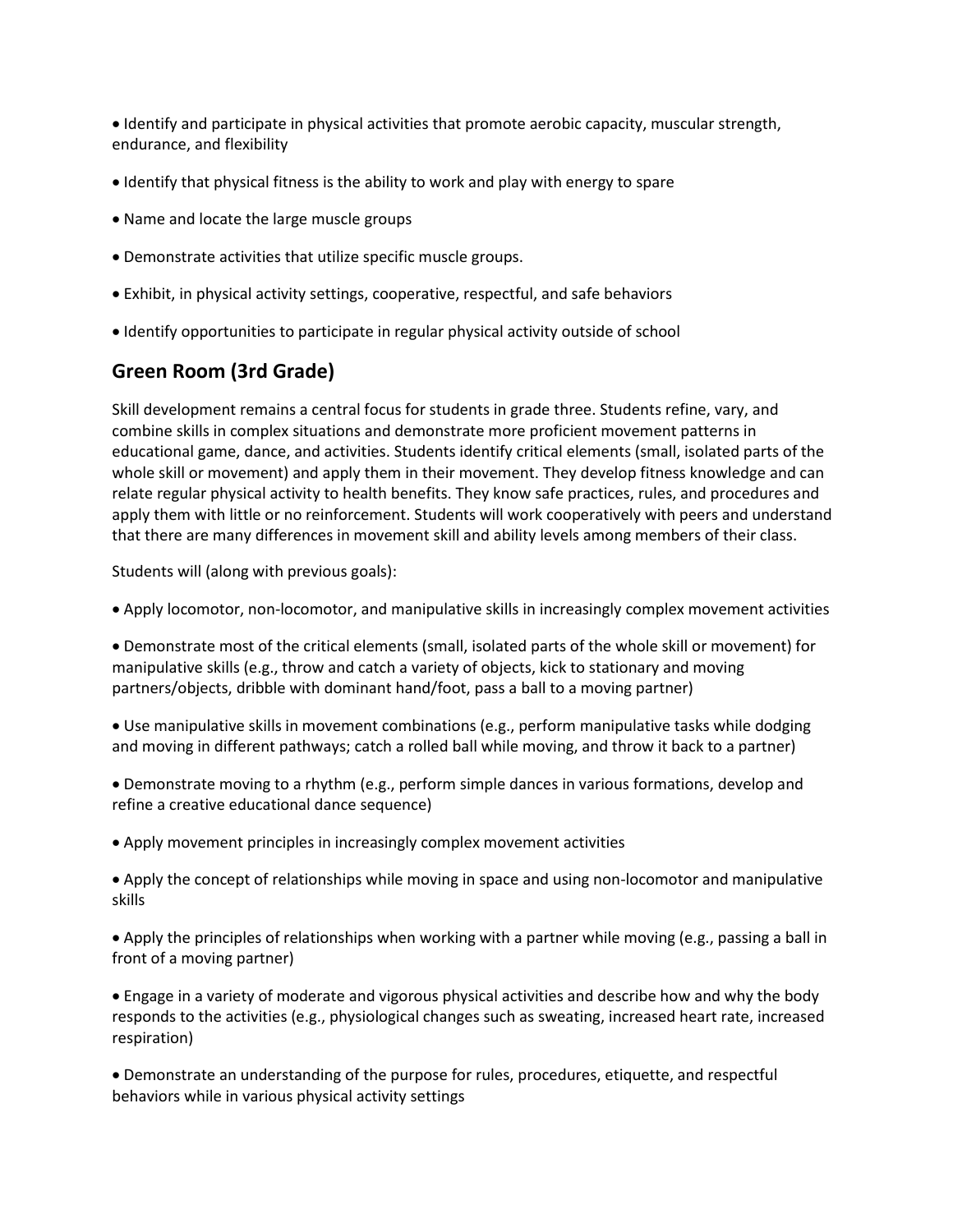- Identify and participate in physical activities that promote aerobic capacity, muscular strength, endurance, and flexibility
- Identify that physical fitness is the ability to work and play with energy to spare
- Name and locate the large muscle groups
- Demonstrate activities that utilize specific muscle groups.
- Exhibit, in physical activity settings, cooperative, respectful, and safe behaviors
- Identify opportunities to participate in regular physical activity outside of school

## Green Room (3rd Grade)

Skill development remains a central focus for students in grade three. Students refine, vary, and combine skills in complex situations and demonstrate more proficient movement patterns in educational game, dance, and activities. Students identify critical elements (small, isolated parts of the whole skill or movement) and apply them in their movement. They develop fitness knowledge and can relate regular physical activity to health benefits. They know safe practices, rules, and procedures and apply them with little or no reinforcement. Students will work cooperatively with peers and understand that there are many differences in movement skill and ability levels among members of their class.

Students will (along with previous goals):

- Apply locomotor, non-locomotor, and manipulative skills in increasingly complex movement activities
- Demonstrate most of the critical elements (small, isolated parts of the whole skill or movement) for manipulative skills (e.g., throw and catch a variety of objects, kick to stationary and moving partners/objects, dribble with dominant hand/foot, pass a ball to a moving partner)
- Use manipulative skills in movement combinations (e.g., perform manipulative tasks while dodging and moving in different pathways; catch a rolled ball while moving, and throw it back to a partner)
- Demonstrate moving to a rhythm (e.g., perform simple dances in various formations, develop and refine a creative educational dance sequence)
- Apply movement principles in increasingly complex movement activities
- Apply the concept of relationships while moving in space and using non-locomotor and manipulative skills
- Apply the principles of relationships when working with a partner while moving (e.g., passing a ball in front of a moving partner)
- Engage in a variety of moderate and vigorous physical activities and describe how and why the body responds to the activities (e.g., physiological changes such as sweating, increased heart rate, increased respiration)
- Demonstrate an understanding of the purpose for rules, procedures, etiquette, and respectful behaviors while in various physical activity settings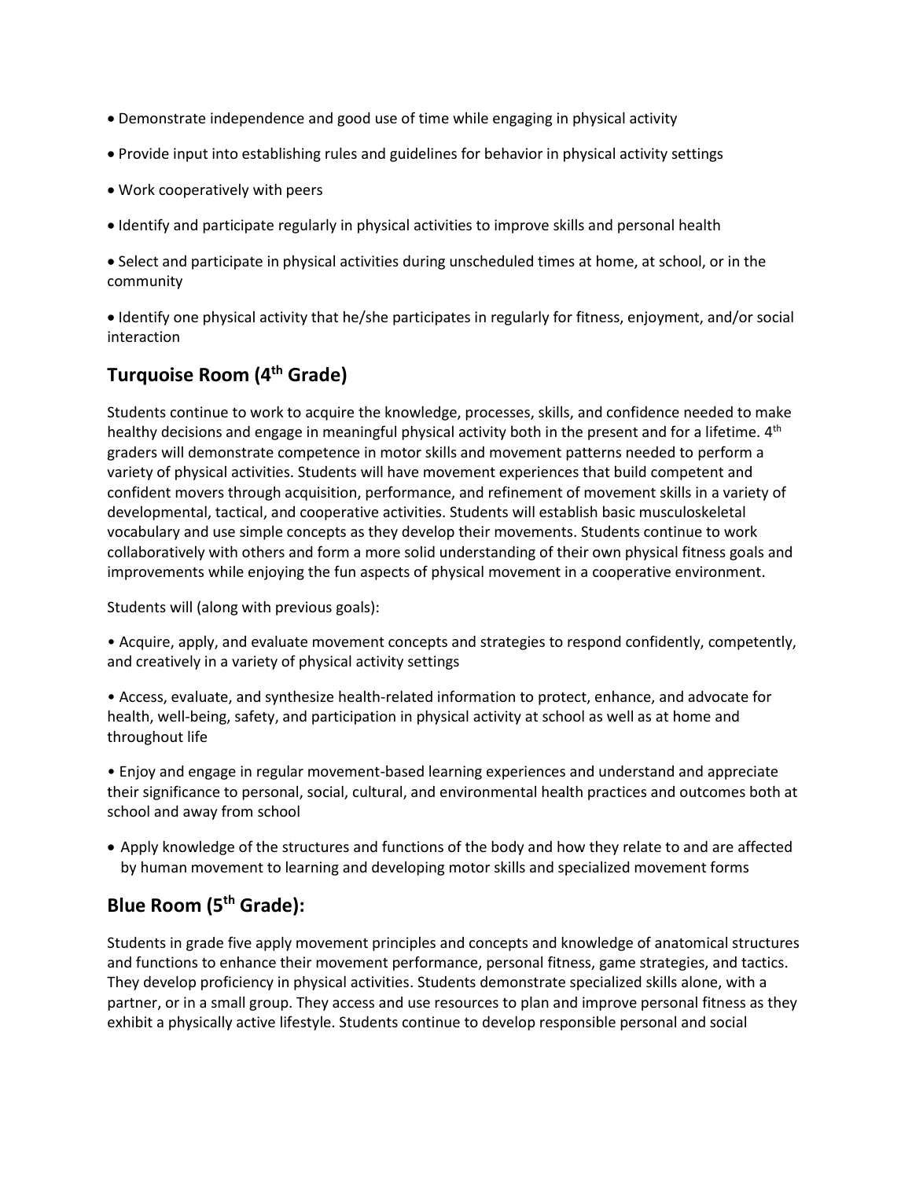- Demonstrate independence and good use of time while engaging in physical activity
- Provide input into establishing rules and guidelines for behavior in physical activity settings
- Work cooperatively with peers
- Identify and participate regularly in physical activities to improve skills and personal health
- Select and participate in physical activities during unscheduled times at home, at school, or in the community
- Identify one physical activity that he/she participates in regularly for fitness, enjoyment, and/or social interaction

## Turquoise Room (4th Grade)

Students continue to work to acquire the knowledge, processes, skills, and confidence needed to make healthy decisions and engage in meaningful physical activity both in the present and for a lifetime. 4th graders will demonstrate competence in motor skills and movement patterns needed to perform a variety of physical activities. Students will have movement experiences that build competent and confident movers through acquisition, performance, and refinement of movement skills in a variety of developmental, tactical, and cooperative activities. Students will establish basic musculoskeletal vocabulary and use simple concepts as they develop their movements. Students continue to work collaboratively with others and form a more solid understanding of their own physical fitness goals and improvements while enjoying the fun aspects of physical movement in a cooperative environment.

Students will (along with previous goals):

- Acquire, apply, and evaluate movement concepts and strategies to respond confidently, competently, and creatively in a variety of physical activity settings
- Access, evaluate, and synthesize health-related information to protect, enhance, and advocate for health, well-being, safety, and participation in physical activity at school as well as at home and throughout life
- Enjoy and engage in regular movement-based learning experiences and understand and appreciate their significance to personal, social, cultural, and environmental health practices and outcomes both at school and away from school
- Apply knowledge of the structures and functions of the body and how they relate to and are affected by human movement to learning and developing motor skills and specialized movement forms

## Blue Room (5th Grade):

Students in grade five apply movement principles and concepts and knowledge of anatomical structures and functions to enhance their movement performance, personal fitness, game strategies, and tactics. They develop proficiency in physical activities. Students demonstrate specialized skills alone, with a partner, or in a small group. They access and use resources to plan and improve personal fitness as they exhibit a physically active lifestyle. Students continue to develop responsible personal and social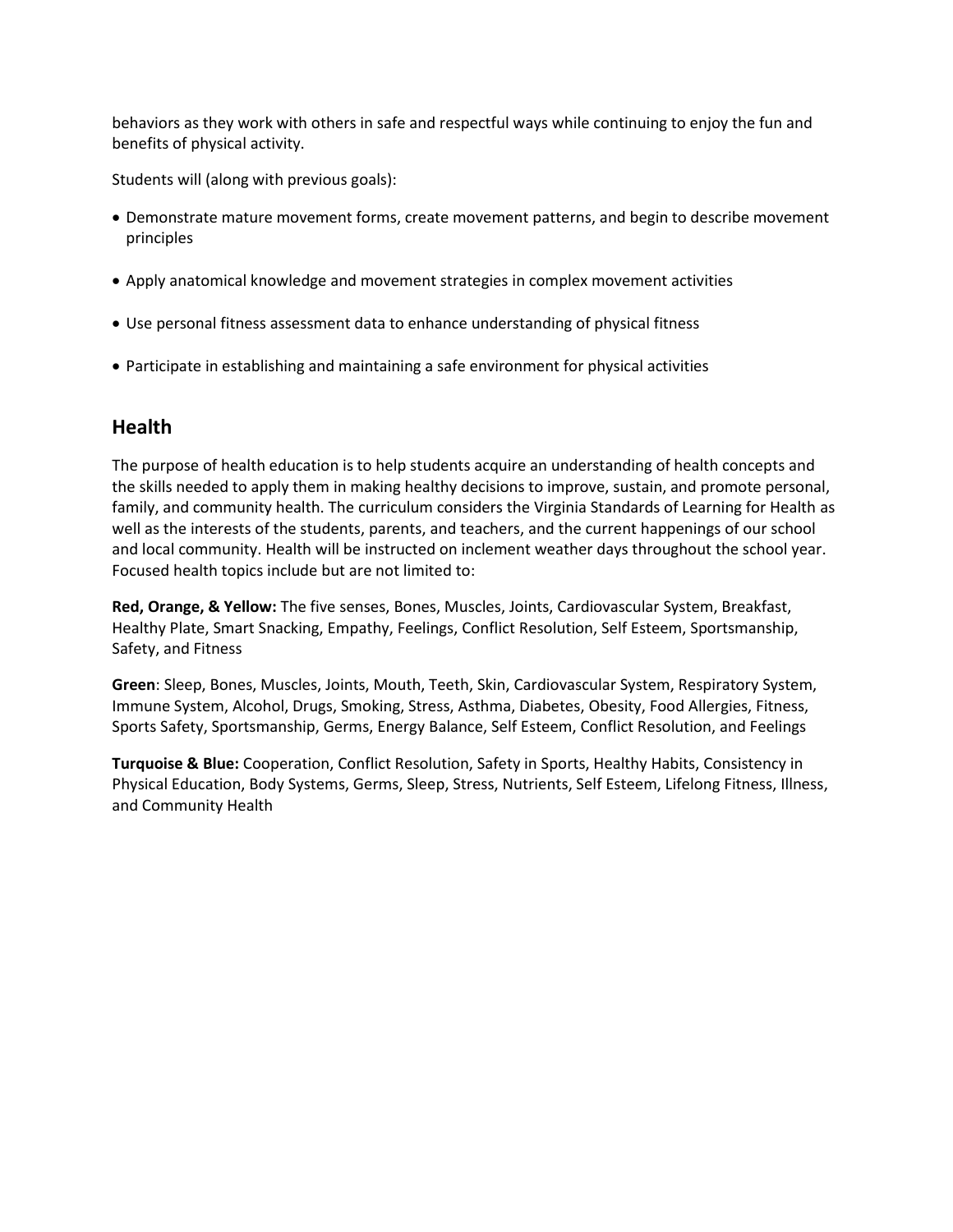behaviors as they work with others in safe and respectful ways while continuing to enjoy the fun and benefits of physical activity.

Students will (along with previous goals):

- Demonstrate mature movement forms, create movement patterns, and begin to describe movement principles
- Apply anatomical knowledge and movement strategies in complex movement activities
- Use personal fitness assessment data to enhance understanding of physical fitness
- Participate in establishing and maintaining a safe environment for physical activities

## Health

The purpose of health education is to help students acquire an understanding of health concepts and the skills needed to apply them in making healthy decisions to improve, sustain, and promote personal, family, and community health. The curriculum considers the Virginia Standards of Learning for Health as well as the interests of the students, parents, and teachers, and the current happenings of our school and local community. Health will be instructed on inclement weather days throughout the school year. Focused health topics include but are not limited to:

**Red, Orange, & Yellow:** The five senses, Bones, Muscles, Joints, Cardiovascular System, Breakfast, Healthy Plate, Smart Snacking, Empathy, Feelings, Conflict Resolution, Self Esteem, Sportsmanship, Safety, and Fitness

**Green**: Sleep, Bones, Muscles, Joints, Mouth, Teeth, Skin, Cardiovascular System, Respiratory System, Immune System, Alcohol, Drugs, Smoking, Stress, Asthma, Diabetes, Obesity, Food Allergies, Fitness, Sports Safety, Sportsmanship, Germs, Energy Balance, Self Esteem, Conflict Resolution, and Feelings

**Turquoise & Blue:** Cooperation, Conflict Resolution, Safety in Sports, Healthy Habits, Consistency in Physical Education, Body Systems, Germs, Sleep, Stress, Nutrients, Self Esteem, Lifelong Fitness, Illness, and Community Health